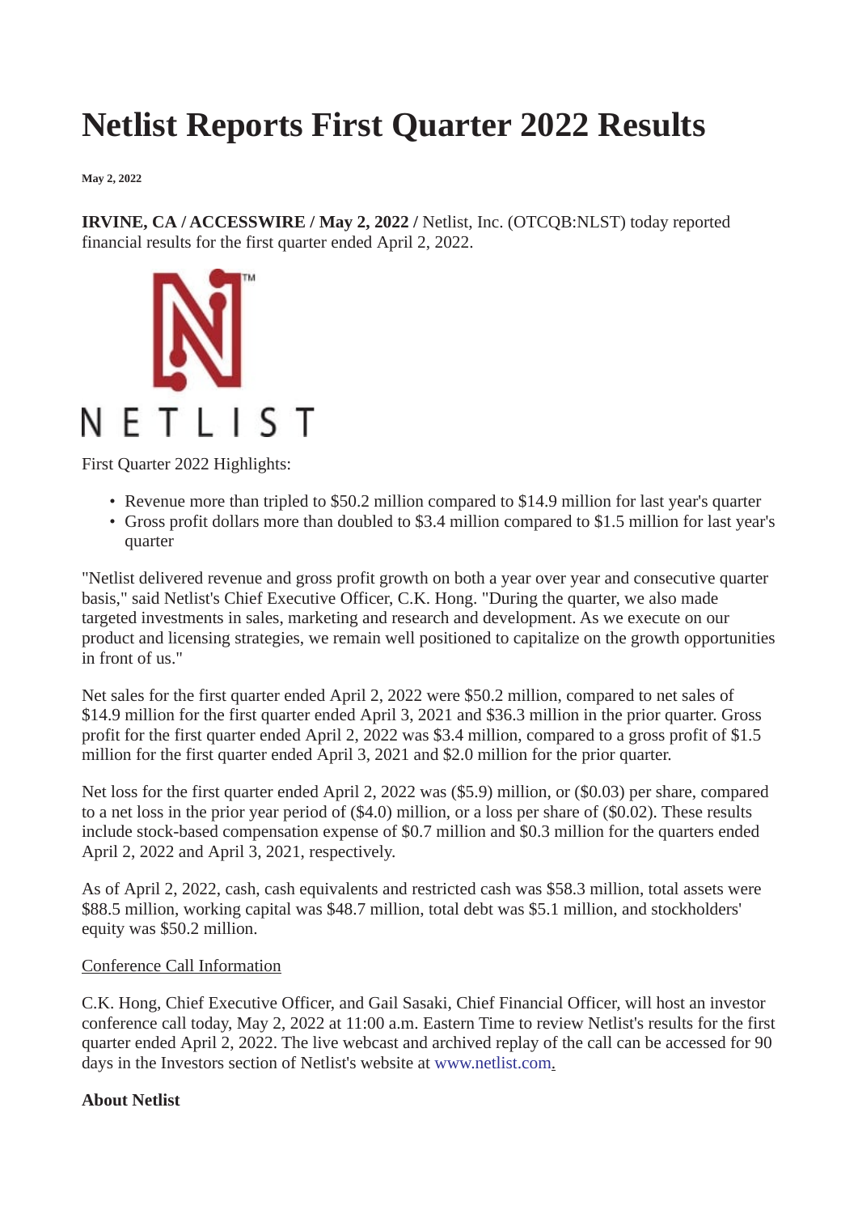# Netlist Reports First Quarter 2022 Results

**May 2, 2022**

**IRVINE, CA / ACCESSWIRE / May 2, 2022 /** Netlist, Inc. (OTCQB:NLST) today reported financial results for the first quarter ended April 2, 2022.

First Quarter 2022 Highlights:

- Revenue more than tripled to $50.2 million compared to $14.9 million for last year's quarter
- Gross profit dollars more than doubled to $3.4 million compared to $1.5 million for last year's quarter

"Netlist delivered revenue and gross profit growth on both a year over year and consecutive quarter basis," said Netlist's Chief Executive Officer, C.K. Hong. "During the quarter, we also made targeted investments in sales, marketing and research and development. As we execute on our product and licensing strategies, we remain well positioned to capitalize on the growth opportunities in front of us."

Net sales for the first quarter ended April 2, 2022 were $50.2 million, compared to net sales of $14.9 million for the first quarter ended April 3, 2021 and $36.3 million in the prior quarter. Gross profit for the first quarter ended April 2, 2022 was $3.4 million, compared to a gross profit of $1.5 million for the first quarter ended April 3, 2021 and $2.0 million for the prior quarter.

Net loss for the first quarter ended April 2, 2022 was ($5.9) million, or ($0.03) per share, compared to a net loss in the prior year period of ($4.0) million, or a loss per share of ($0.02). These results include stock-based compensation expense of $0.7 million and $0.3 million for the quarters ended April 2, 2022 and April 3, 2021, respectively.

As of April 2, 2022, cash, cash equivalents and restricted cash was $58.3 million, total assets were $88.5 million, working capital was $48.7 million, total debt was $5.1 million, and stockholders' equity was $50.2 million.

Conference Call Information

C.K. Hong, Chief Executive Officer, and Gail Sasaki, Chief Financial Officer, will host an investor conference call today, May 2, 2022 at 11:00 a.m. Eastern Time to review Netlist's results for the first quarter ended April 2, 2022. The live webcast and archived replay of the call can be accessed for 90 days in the Investors section of Netlist's website at www.netlist.com.

**About Netlist**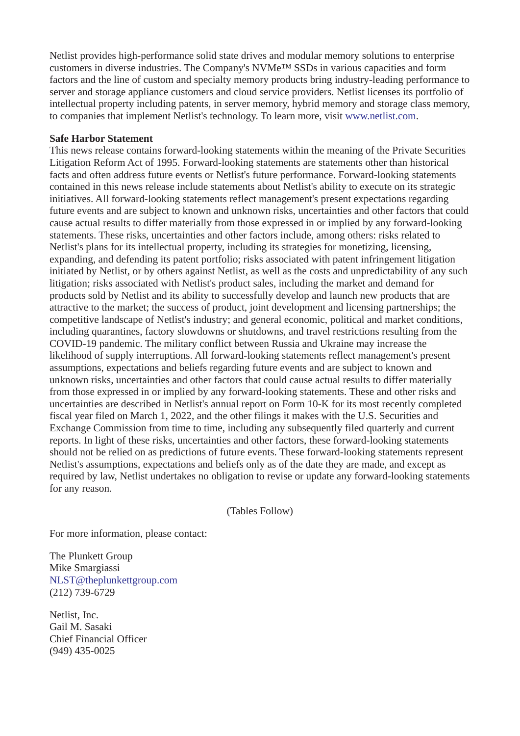Netlist provides high-performance solid state drives and modular memory solutions to enterprise customers in diverse industries. The Company's NVMe™ SSDs in various capacities and form factors and the line of custom and specialty memory products bring industry-leading performance to server and storage appliance customers and cloud service providers. Netlist licenses its portfolio of intellectual property including patents, in server memory, hybrid memory and storage class memory, to companies that implement Netlist's technology. To learn more, visit www.netlist.com.

**Safe Harbor Statement**

This news release contains forward-looking statements within the meaning of the Private Securities Litigation Reform Act of 1995. Forward-looking statements are statements other than historical facts and often address future events or Netlist's future performance. Forward-looking statements contained in this news release include statements about Netlist's ability to execute on its strategic initiatives. All forward-looking statements reflect management's present expectations regarding future events and are subject to known and unknown risks, uncertainties and other factors that could cause actual results to differ materially from those expressed in or implied by any forward-looking statements. These risks, uncertainties and other factors include, among others: risks related to Netlist's plans for its intellectual property, including its strategies for monetizing, licensing, expanding, and defending its patent portfolio; risks associated with patent infringement litigation initiated by Netlist, or by others against Netlist, as well as the costs and unpredictability of any such litigation; risks associated with Netlist's product sales, including the market and demand for products sold by Netlist and its ability to successfully develop and launch new products that are attractive to the market; the success of product, joint development and licensing partnerships; the competitive landscape of Netlist's industry; and general economic, political and market conditions, including quarantines, factory slowdowns or shutdowns, and travel restrictions resulting from the COVID-19 pandemic. The military conflict between Russia and Ukraine may increase the likelihood of supply interruptions. All forward-looking statements reflect management's present assumptions, expectations and beliefs regarding future events and are subject to known and unknown risks, uncertainties and other factors that could cause actual results to differ materially from those expressed in or implied by any forward-looking statements. These and other risks and uncertainties are described in Netlist's annual report on Form 10-K for its most recently completed fiscal year filed on March 1, 2022, and the other filings it makes with the U.S. Securities and Exchange Commission from time to time, including any subsequently filed quarterly and current reports. In light of these risks, uncertainties and other factors, these forward-looking statements should not be relied on as predictions of future events. These forward-looking statements represent Netlist's assumptions, expectations and beliefs only as of the date they are made, and except as required by law, Netlist undertakes no obligation to revise or update any forward-looking statements for any reason.

(Tables Follow)

For more information, please contact:

The Plunkett Group
Mike Smargiassi
NLST@theplunkettgroup.com
(212) 739-6729

Netlist, Inc.
Gail M. Sasaki
Chief Financial Officer
(949) 435-0025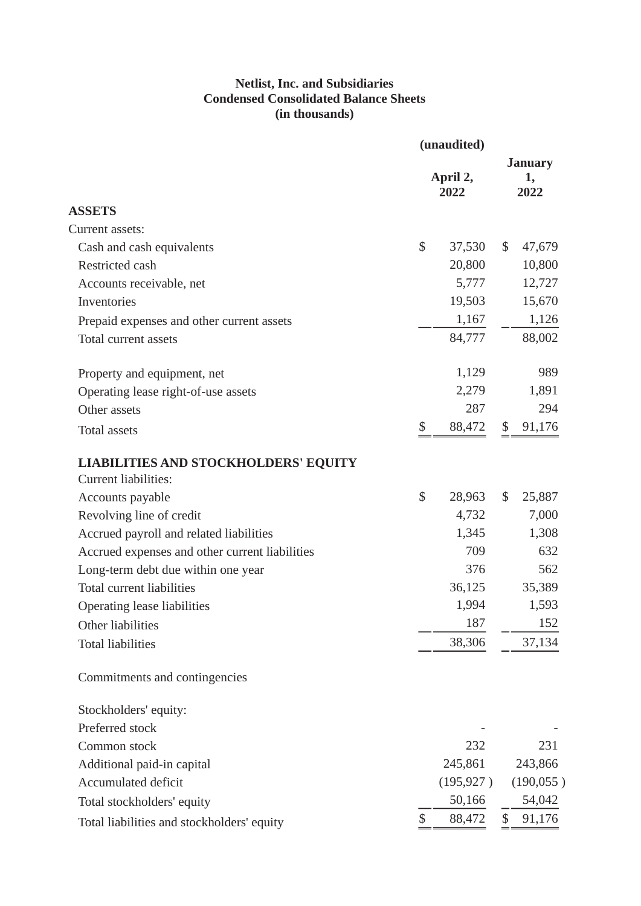**Netlist, Inc. and Subsidiaries**
**Condensed Consolidated Balance Sheets**
**(in thousands)**

| | (unaudited) | |
|---|---|---|
| | **April 2, 2022** | **January 1, 2022** |
| **ASSETS** | | |
| Current assets: | | |
| Cash and cash equivalents | $ 37,530 | $ 47,679 |
| Restricted cash | 20,800 | 10,800 |
| Accounts receivable, net | 5,777 | 12,727 |
| Inventories | 19,503 | 15,670 |
| Prepaid expenses and other current assets | 1,167 | 1,126 |
| Total current assets | 84,777 | 88,002 |
| | | |
| Property and equipment, net | 1,129 | 989 |
| Operating lease right-of-use assets | 2,279 | 1,891 |
| Other assets | 287 | 294 |
| Total assets | $ 88,472 | $ 91,176 |
| | | |
| **LIABILITIES AND STOCKHOLDERS' EQUITY** | | |
| Current liabilities: | | |
| Accounts payable | $ 28,963 | $ 25,887 |
| Revolving line of credit | 4,732 | 7,000 |
| Accrued payroll and related liabilities | 1,345 | 1,308 |
| Accrued expenses and other current liabilities | 709 | 632 |
| Long-term debt due within one year | 376 | 562 |
| Total current liabilities | 36,125 | 35,389 |
| Operating lease liabilities | 1,994 | 1,593 |
| Other liabilities | 187 | 152 |
| Total liabilities | 38,306 | 37,134 |
| | | |
| Commitments and contingencies | | |
| | | |
| Stockholders' equity: | | |
| Preferred stock | - | - |
| Common stock | 232 | 231 |
| Additional paid-in capital | 245,861 | 243,866 |
| Accumulated deficit | (195,927) | (190,055) |
| Total stockholders' equity | 50,166 | 54,042 |
| Total liabilities and stockholders' equity | $ 88,472 | $ 91,176 |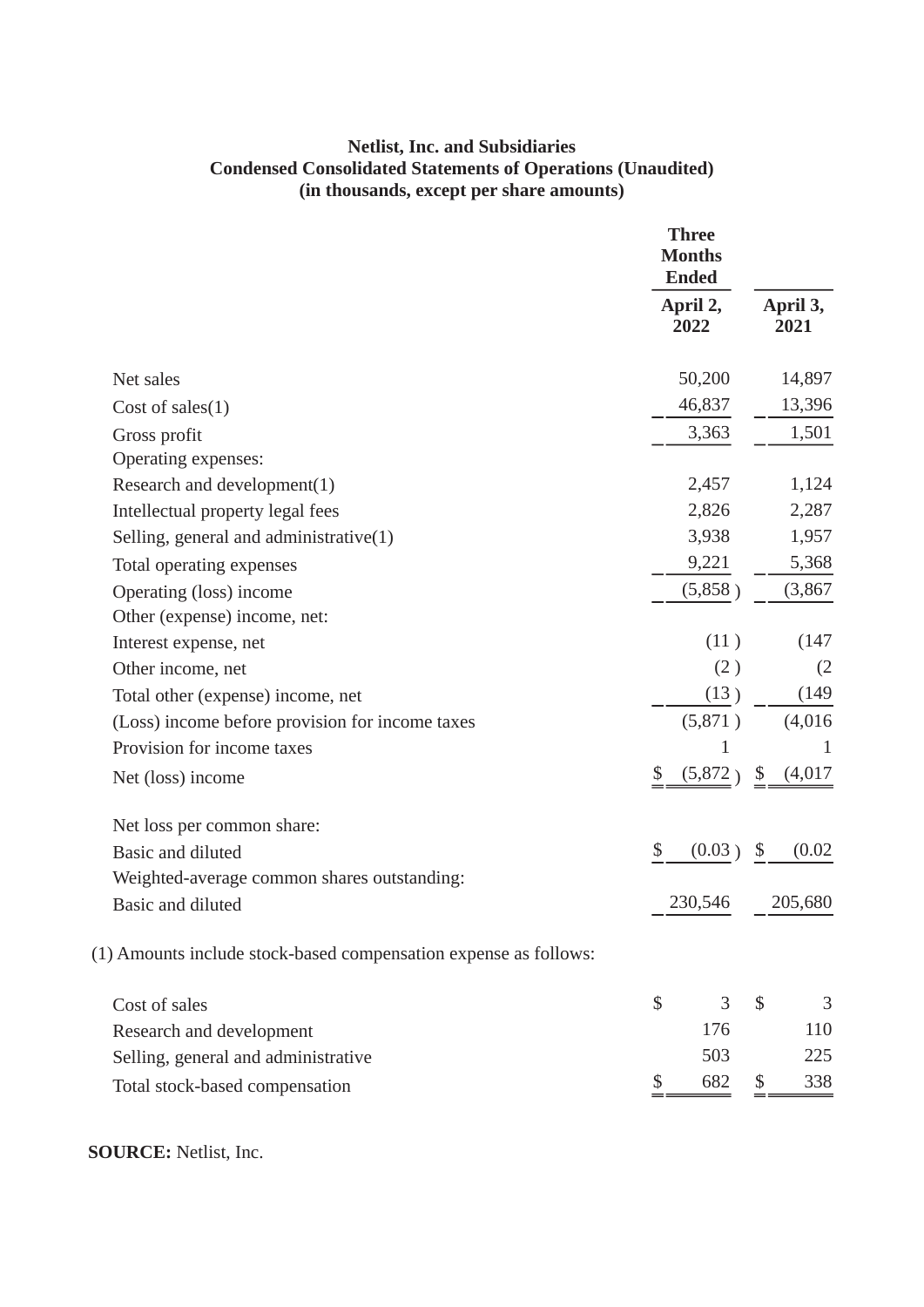**Netlist, Inc. and Subsidiaries**
**Condensed Consolidated Statements of Operations (Unaudited)**
**(in thousands, except per share amounts)**

| | Three Months Ended | |
|---|---|---|
| | April 2, 2022 | April 3, 2021 |
| Net sales | 50,200 | 14,897 |
| Cost of sales(1) | 46,837 | 13,396 |
| Gross profit | 3,363 | 1,501 |
| Operating expenses: | | |
| Research and development(1) | 2,457 | 1,124 |
| Intellectual property legal fees | 2,826 | 2,287 |
| Selling, general and administrative(1) | 3,938 | 1,957 |
| Total operating expenses | 9,221 | 5,368 |
| Operating (loss) income | (5,858 ) | (3,867 |
| Other (expense) income, net: | | |
| Interest expense, net | (11 ) | (147 |
| Other income, net | (2 ) | (2 |
| Total other (expense) income, net | (13 ) | (149 |
| (Loss) income before provision for income taxes | (5,871 ) | (4,016 |
| Provision for income taxes | 1 | 1 |
| Net (loss) income | $ (5,872 ) | $ (4,017 |
| | | |
| Net loss per common share: | | |
| Basic and diluted | $ (0.03 ) | $ (0.02 |
| Weighted-average common shares outstanding: | | |
| Basic and diluted | 230,546 | 205,680 |

(1) Amounts include stock-based compensation expense as follows:

| | | |
|---|---|---|
| Cost of sales | $ 3 | $ 3 |
| Research and development | 176 | 110 |
| Selling, general and administrative | 503 | 225 |
| Total stock-based compensation | $ 682 | $ 338 |

**SOURCE:** Netlist, Inc.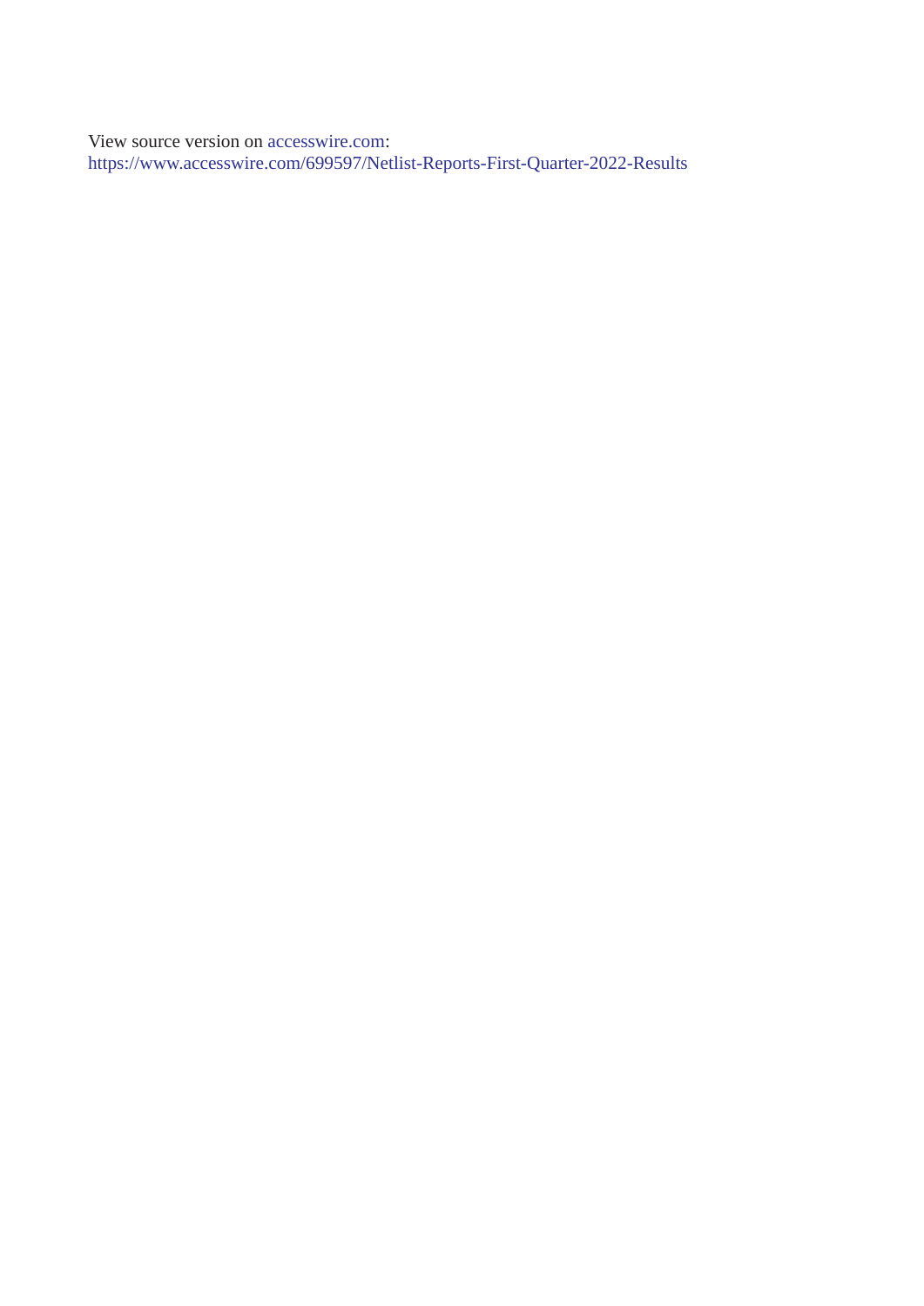View source version on accesswire.com:
https://www.accesswire.com/699597/Netlist-Reports-First-Quarter-2022-Results